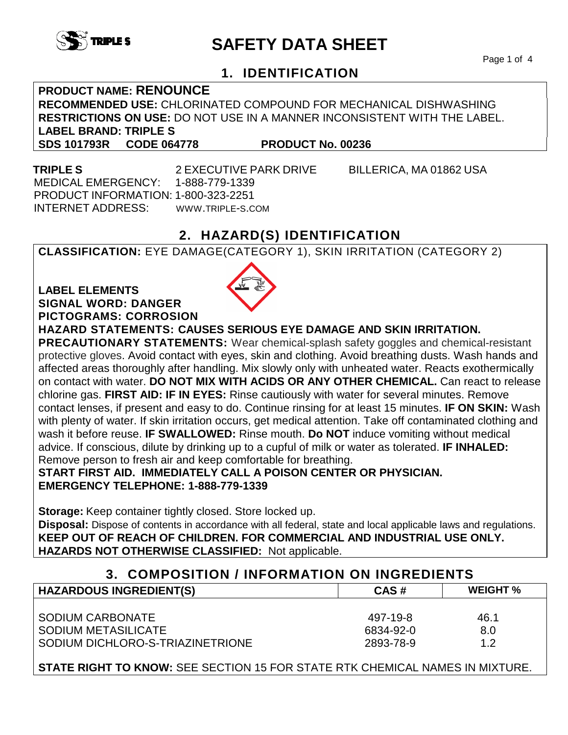# SAFETY DATA SHEET

## 1. IDENTIFICATION

**PRODUCT NAME: RENOUNCE**
**RECOMMENDED USE:** CHLORINATED COMPOUND FOR MECHANICAL DISHWASHING
**RESTRICTIONS ON USE:** DO NOT USE IN A MANNER INCONSISTENT WITH THE LABEL.
**LABEL BRAND: TRIPLE S**
**SDS 101793R CODE 064778 PRODUCT No. 00236**

**TRIPLE S** 2 EXECUTIVE PARK DRIVE BILLERICA, MA 01862 USA
MEDICAL EMERGENCY: 1-888-779-1339
PRODUCT INFORMATION: 1-800-323-2251
INTERNET ADDRESS: WWW.TRIPLE-S.COM

## 2. HAZARD(S) IDENTIFICATION

**CLASSIFICATION:** EYE DAMAGE(CATEGORY 1), SKIN IRRITATION (CATEGORY 2)

**LABEL ELEMENTS**
**SIGNAL WORD: DANGER**
**PICTOGRAMS: CORROSION**
**HAZARD STATEMENTS: CAUSES SERIOUS EYE DAMAGE AND SKIN IRRITATION.**
**PRECAUTIONARY STATEMENTS:** Wear chemical-splash safety goggles and chemical-resistant protective gloves. Avoid contact with eyes, skin and clothing. Avoid breathing dusts. Wash hands and affected areas thoroughly after handling. Mix slowly only with unheated water. Reacts exothermically on contact with water. **DO NOT MIX WITH ACIDS OR ANY OTHER CHEMICAL.** Can react to release chlorine gas. **FIRST AID: IF IN EYES:** Rinse cautiously with water for several minutes. Remove contact lenses, if present and easy to do. Continue rinsing for at least 15 minutes. **IF ON SKIN:** Wash with plenty of water. If skin irritation occurs, get medical attention. Take off contaminated clothing and wash it before reuse. **IF SWALLOWED:** Rinse mouth. **Do NOT** induce vomiting without medical advice. If conscious, dilute by drinking up to a cupful of milk or water as tolerated. **IF INHALED:** Remove person to fresh air and keep comfortable for breathing.
**START FIRST AID. IMMEDIATELY CALL A POISON CENTER OR PHYSICIAN.**
**EMERGENCY TELEPHONE: 1-888-779-1339**

**Storage:** Keep container tightly closed. Store locked up.
**Disposal:** Dispose of contents in accordance with all federal, state and local applicable laws and regulations.
**KEEP OUT OF REACH OF CHILDREN. FOR COMMERCIAL AND INDUSTRIAL USE ONLY.**
**HAZARDS NOT OTHERWISE CLASSIFIED:** Not applicable.

## 3. COMPOSITION / INFORMATION ON INGREDIENTS

| HAZARDOUS INGREDIENT(S) | CAS # | WEIGHT % |
|---|---|---|
| SODIUM CARBONATE | 497-19-8 | 46.1 |
| SODIUM METASILICATE | 6834-92-0 | 8.0 |
| SODIUM DICHLORO-S-TRIAZINETRIONE | 2893-78-9 | 1.2 |

**STATE RIGHT TO KNOW:** SEE SECTION 15 FOR STATE RTK CHEMICAL NAMES IN MIXTURE.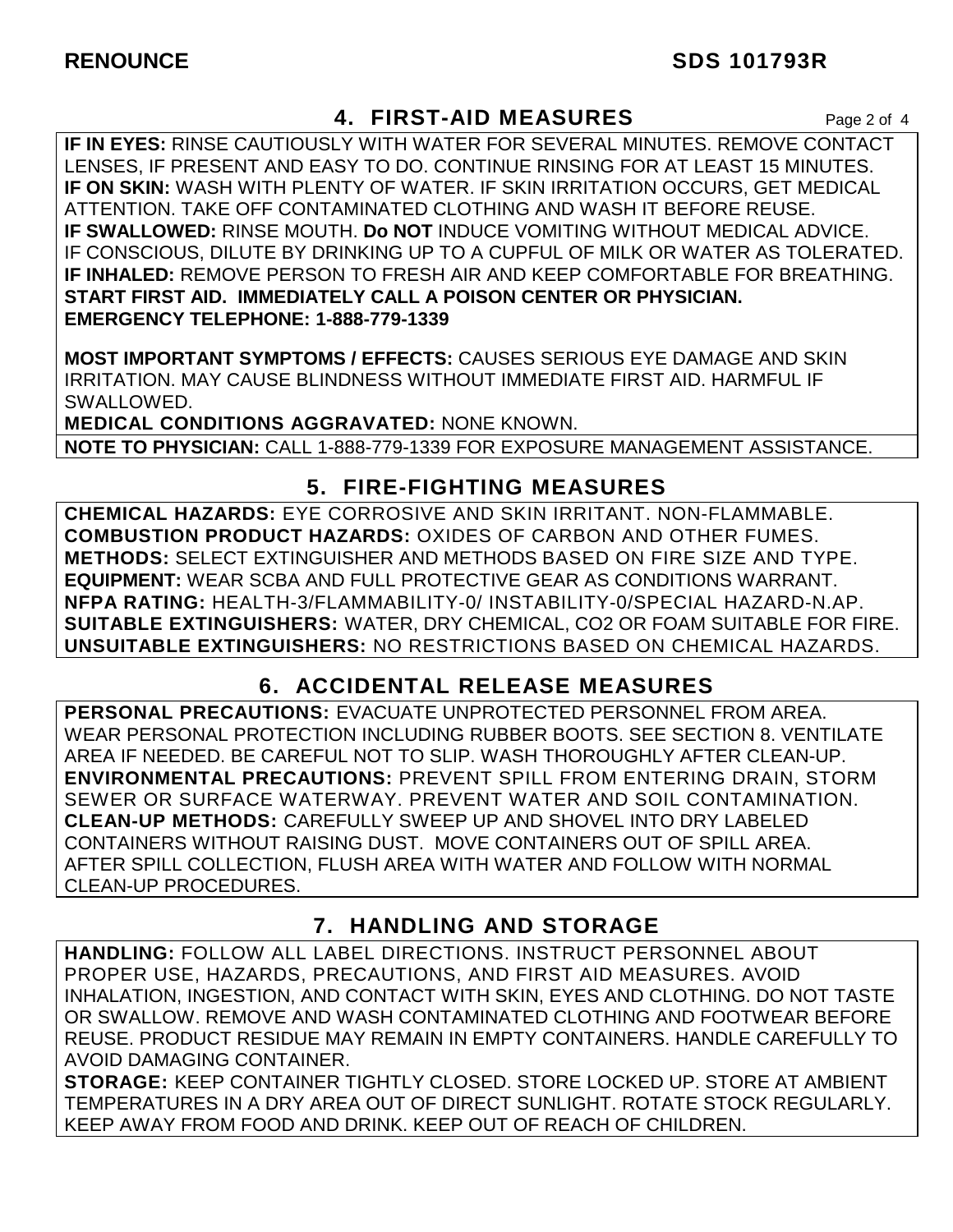## 4. FIRST-AID MEASURES

**IF IN EYES:** RINSE CAUTIOUSLY WITH WATER FOR SEVERAL MINUTES. REMOVE CONTACT LENSES, IF PRESENT AND EASY TO DO. CONTINUE RINSING FOR AT LEAST 15 MINUTES.
**IF ON SKIN:** WASH WITH PLENTY OF WATER. IF SKIN IRRITATION OCCURS, GET MEDICAL ATTENTION. TAKE OFF CONTAMINATED CLOTHING AND WASH IT BEFORE REUSE.
**IF SWALLOWED:** RINSE MOUTH. **Do NOT** INDUCE VOMITING WITHOUT MEDICAL ADVICE. IF CONSCIOUS, DILUTE BY DRINKING UP TO A CUPFUL OF MILK OR WATER AS TOLERATED.
**IF INHALED:** REMOVE PERSON TO FRESH AIR AND KEEP COMFORTABLE FOR BREATHING.
**START FIRST AID. IMMEDIATELY CALL A POISON CENTER OR PHYSICIAN.**
**EMERGENCY TELEPHONE: 1-888-779-1339**

**MOST IMPORTANT SYMPTOMS / EFFECTS:** CAUSES SERIOUS EYE DAMAGE AND SKIN IRRITATION. MAY CAUSE BLINDNESS WITHOUT IMMEDIATE FIRST AID. HARMFUL IF SWALLOWED.
**MEDICAL CONDITIONS AGGRAVATED:** NONE KNOWN.
**NOTE TO PHYSICIAN:** CALL 1-888-779-1339 FOR EXPOSURE MANAGEMENT ASSISTANCE.

## 5. FIRE-FIGHTING MEASURES

**CHEMICAL HAZARDS:** EYE CORROSIVE AND SKIN IRRITANT. NON-FLAMMABLE.
**COMBUSTION PRODUCT HAZARDS:** OXIDES OF CARBON AND OTHER FUMES.
**METHODS:** SELECT EXTINGUISHER AND METHODS BASED ON FIRE SIZE AND TYPE.
**EQUIPMENT:** WEAR SCBA AND FULL PROTECTIVE GEAR AS CONDITIONS WARRANT.
**NFPA RATING:** HEALTH-3/FLAMMABILITY-0/ INSTABILITY-0/SPECIAL HAZARD-N.AP.
**SUITABLE EXTINGUISHERS:** WATER, DRY CHEMICAL, $CO_2$ OR FOAM SUITABLE FOR FIRE.
**UNSUITABLE EXTINGUISHERS:** NO RESTRICTIONS BASED ON CHEMICAL HAZARDS.

## 6. ACCIDENTAL RELEASE MEASURES

**PERSONAL PRECAUTIONS:** EVACUATE UNPROTECTED PERSONNEL FROM AREA. WEAR PERSONAL PROTECTION INCLUDING RUBBER BOOTS. SEE SECTION 8. VENTILATE AREA IF NEEDED. BE CAREFUL NOT TO SLIP. WASH THOROUGHLY AFTER CLEAN-UP.
**ENVIRONMENTAL PRECAUTIONS:** PREVENT SPILL FROM ENTERING DRAIN, STORM SEWER OR SURFACE WATERWAY. PREVENT WATER AND SOIL CONTAMINATION.
**CLEAN-UP METHODS:** CAREFULLY SWEEP UP AND SHOVEL INTO DRY LABELED CONTAINERS WITHOUT RAISING DUST. MOVE CONTAINERS OUT OF SPILL AREA. AFTER SPILL COLLECTION, FLUSH AREA WITH WATER AND FOLLOW WITH NORMAL CLEAN-UP PROCEDURES.

## 7. HANDLING AND STORAGE

**HANDLING:** FOLLOW ALL LABEL DIRECTIONS. INSTRUCT PERSONNEL ABOUT PROPER USE, HAZARDS, PRECAUTIONS, AND FIRST AID MEASURES. AVOID INHALATION, INGESTION, AND CONTACT WITH SKIN, EYES AND CLOTHING. DO NOT TASTE OR SWALLOW. REMOVE AND WASH CONTAMINATED CLOTHING AND FOOTWEAR BEFORE REUSE. PRODUCT RESIDUE MAY REMAIN IN EMPTY CONTAINERS. HANDLE CAREFULLY TO AVOID DAMAGING CONTAINER.
**STORAGE:** KEEP CONTAINER TIGHTLY CLOSED. STORE LOCKED UP. STORE AT AMBIENT TEMPERATURES IN A DRY AREA OUT OF DIRECT SUNLIGHT. ROTATE STOCK REGULARLY. KEEP AWAY FROM FOOD AND DRINK. KEEP OUT OF REACH OF CHILDREN.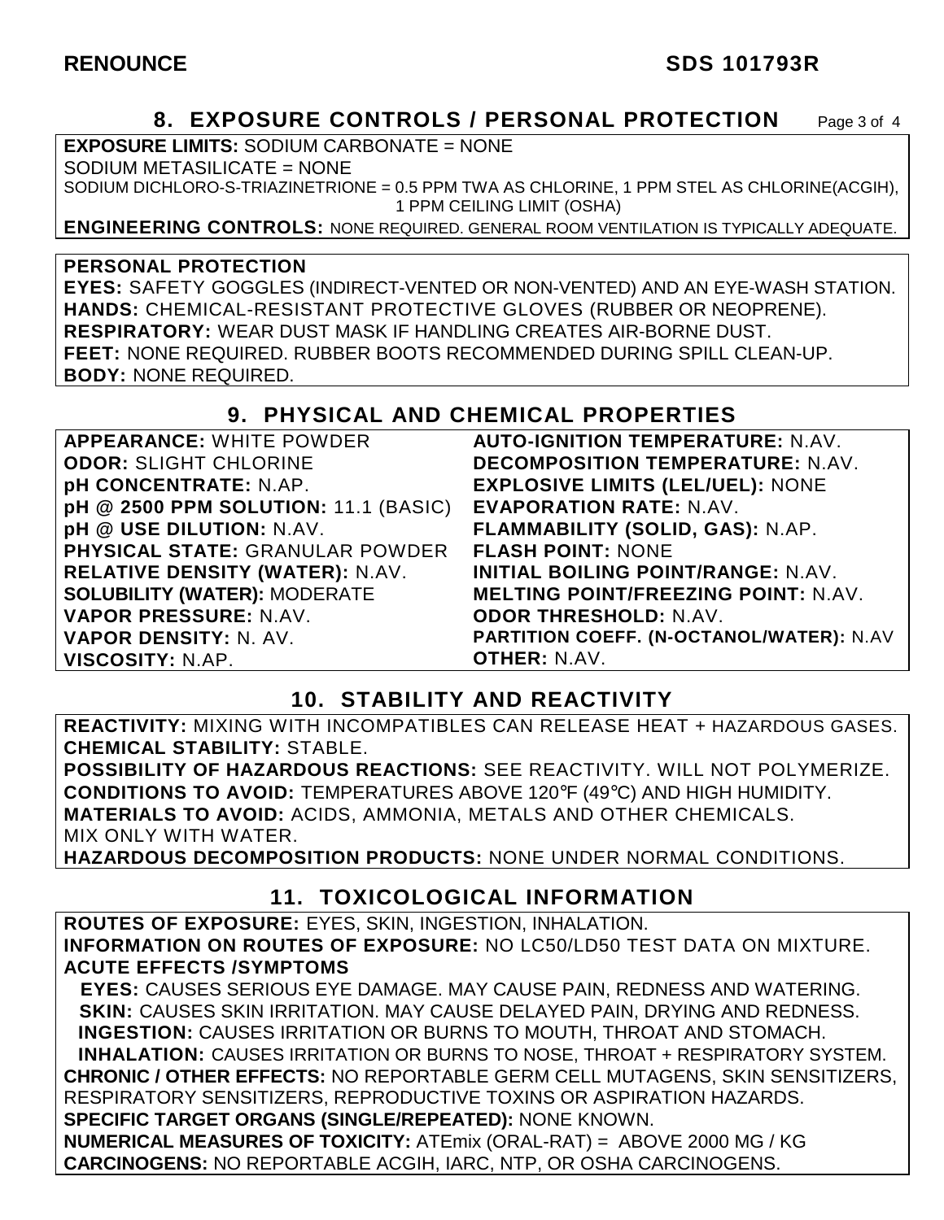## 8. EXPOSURE CONTROLS / PERSONAL PROTECTION

**EXPOSURE LIMITS:** SODIUM CARBONATE = NONE
SODIUM METASILICATE = NONE
SODIUM DICHLORO-S-TRIAZINETRIONE = 0.5 PPM TWA AS CHLORINE, 1 PPM STEL AS CHLORINE(ACGIH), 1 PPM CEILING LIMIT (OSHA)

**ENGINEERING CONTROLS:** NONE REQUIRED. GENERAL ROOM VENTILATION IS TYPICALLY ADEQUATE.

**PERSONAL PROTECTION**
**EYES:** SAFETY GOGGLES (INDIRECT-VENTED OR NON-VENTED) AND AN EYE-WASH STATION.
**HANDS:** CHEMICAL-RESISTANT PROTECTIVE GLOVES (RUBBER OR NEOPRENE).
**RESPIRATORY:** WEAR DUST MASK IF HANDLING CREATES AIR-BORNE DUST.
**FEET:** NONE REQUIRED. RUBBER BOOTS RECOMMENDED DURING SPILL CLEAN-UP.
**BODY:** NONE REQUIRED.

## 9. PHYSICAL AND CHEMICAL PROPERTIES

**APPEARANCE:** WHITE POWDER
**ODOR:** SLIGHT CHLORINE
**pH CONCENTRATE:** N.AP.
**pH @ 2500 PPM SOLUTION:** 11.1 (BASIC)
**pH @ USE DILUTION:** N.AV.
**PHYSICAL STATE:** GRANULAR POWDER
**RELATIVE DENSITY (WATER):** N.AV.
**SOLUBILITY (WATER):** MODERATE
**VAPOR PRESSURE:** N.AV.
**VAPOR DENSITY:** N. AV.
**VISCOSITY:** N.AP.
**AUTO-IGNITION TEMPERATURE:** N.AV.
**DECOMPOSITION TEMPERATURE:** N.AV.
**EXPLOSIVE LIMITS (LEL/UEL):** NONE
**EVAPORATION RATE:** N.AV.
**FLAMMABILITY (SOLID, GAS):** N.AP.
**FLASH POINT:** NONE
**INITIAL BOILING POINT/RANGE:** N.AV.
**MELTING POINT/FREEZING POINT:** N.AV.
**ODOR THRESHOLD:** N.AV.
**PARTITION COEFF. (N-OCTANOL/WATER):** N.AV
**OTHER:** N.AV.

## 10. STABILITY AND REACTIVITY

**REACTIVITY:** MIXING WITH INCOMPATIBLES CAN RELEASE HEAT + HAZARDOUS GASES.
**CHEMICAL STABILITY:** STABLE.
**POSSIBILITY OF HAZARDOUS REACTIONS:** SEE REACTIVITY. WILL NOT POLYMERIZE.
**CONDITIONS TO AVOID:** TEMPERATURES ABOVE 120°F (49°C) AND HIGH HUMIDITY.
**MATERIALS TO AVOID:** ACIDS, AMMONIA, METALS AND OTHER CHEMICALS.
MIX ONLY WITH WATER.
**HAZARDOUS DECOMPOSITION PRODUCTS:** NONE UNDER NORMAL CONDITIONS.

## 11. TOXICOLOGICAL INFORMATION

**ROUTES OF EXPOSURE:** EYES, SKIN, INGESTION, INHALATION.
**INFORMATION ON ROUTES OF EXPOSURE:** NO LC50/LD50 TEST DATA ON MIXTURE.
**ACUTE EFFECTS /SYMPTOMS**
**EYES:** CAUSES SERIOUS EYE DAMAGE. MAY CAUSE PAIN, REDNESS AND WATERING.
**SKIN:** CAUSES SKIN IRRITATION. MAY CAUSE DELAYED PAIN, DRYING AND REDNESS.
**INGESTION:** CAUSES IRRITATION OR BURNS TO MOUTH, THROAT AND STOMACH.
**INHALATION:** CAUSES IRRITATION OR BURNS TO NOSE, THROAT + RESPIRATORY SYSTEM.
**CHRONIC / OTHER EFFECTS:** NO REPORTABLE GERM CELL MUTAGENS, SKIN SENSITIZERS, RESPIRATORY SENSITIZERS, REPRODUCTIVE TOXINS OR ASPIRATION HAZARDS.
**SPECIFIC TARGET ORGANS (SINGLE/REPEATED):** NONE KNOWN.
**NUMERICAL MEASURES OF TOXICITY:** ATEmix (ORAL-RAT) = ABOVE 2000 MG / KG
**CARCINOGENS:** NO REPORTABLE ACGIH, IARC, NTP, OR OSHA CARCINOGENS.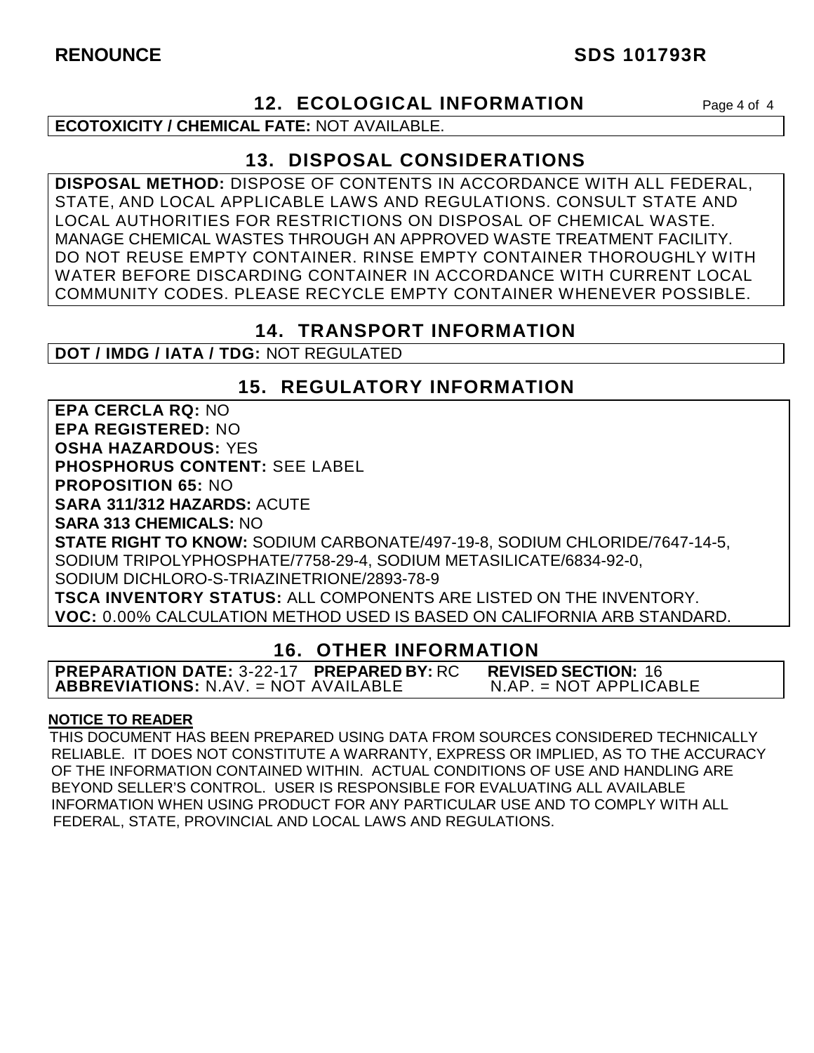## 12. ECOLOGICAL INFORMATION

**ECOTOXICITY / CHEMICAL FATE:** NOT AVAILABLE.

## 13. DISPOSAL CONSIDERATIONS

**DISPOSAL METHOD:** DISPOSE OF CONTENTS IN ACCORDANCE WITH ALL FEDERAL, STATE, AND LOCAL APPLICABLE LAWS AND REGULATIONS. CONSULT STATE AND LOCAL AUTHORITIES FOR RESTRICTIONS ON DISPOSAL OF CHEMICAL WASTE. MANAGE CHEMICAL WASTES THROUGH AN APPROVED WASTE TREATMENT FACILITY. DO NOT REUSE EMPTY CONTAINER. RINSE EMPTY CONTAINER THOROUGHLY WITH WATER BEFORE DISCARDING CONTAINER IN ACCORDANCE WITH CURRENT LOCAL COMMUNITY CODES. PLEASE RECYCLE EMPTY CONTAINER WHENEVER POSSIBLE.

## 14. TRANSPORT INFORMATION

**DOT / IMDG / IATA / TDG:** NOT REGULATED

## 15. REGULATORY INFORMATION

**EPA CERCLA RQ:** NO
**EPA REGISTERED:** NO
**OSHA HAZARDOUS:** YES
**PHOSPHORUS CONTENT:** SEE LABEL
**PROPOSITION 65:** NO
**SARA 311/312 HAZARDS:** ACUTE
**SARA 313 CHEMICALS:** NO
**STATE RIGHT TO KNOW:** SODIUM CARBONATE/497-19-8, SODIUM CHLORIDE/7647-14-5, SODIUM TRIPOLYPHOSPHATE/7758-29-4, SODIUM METASILICATE/6834-92-0, SODIUM DICHLORO-S-TRIAZINETRIONE/2893-78-9
**TSCA INVENTORY STATUS:** ALL COMPONENTS ARE LISTED ON THE INVENTORY.
**VOC:** 0.00% CALCULATION METHOD USED IS BASED ON CALIFORNIA ARB STANDARD.

## 16. OTHER INFORMATION

**PREPARATION DATE:** 3-22-17 **PREPARED BY:** RC **REVISED SECTION:** 16
**ABBREVIATIONS:** N.AV. = NOT AVAILABLE N.AP. = NOT APPLICABLE

**NOTICE TO READER**

THIS DOCUMENT HAS BEEN PREPARED USING DATA FROM SOURCES CONSIDERED TECHNICALLY RELIABLE. IT DOES NOT CONSTITUTE A WARRANTY, EXPRESS OR IMPLIED, AS TO THE ACCURACY OF THE INFORMATION CONTAINED WITHIN. ACTUAL CONDITIONS OF USE AND HANDLING ARE BEYOND SELLER'S CONTROL. USER IS RESPONSIBLE FOR EVALUATING ALL AVAILABLE INFORMATION WHEN USING PRODUCT FOR ANY PARTICULAR USE AND TO COMPLY WITH ALL FEDERAL, STATE, PROVINCIAL AND LOCAL LAWS AND REGULATIONS.